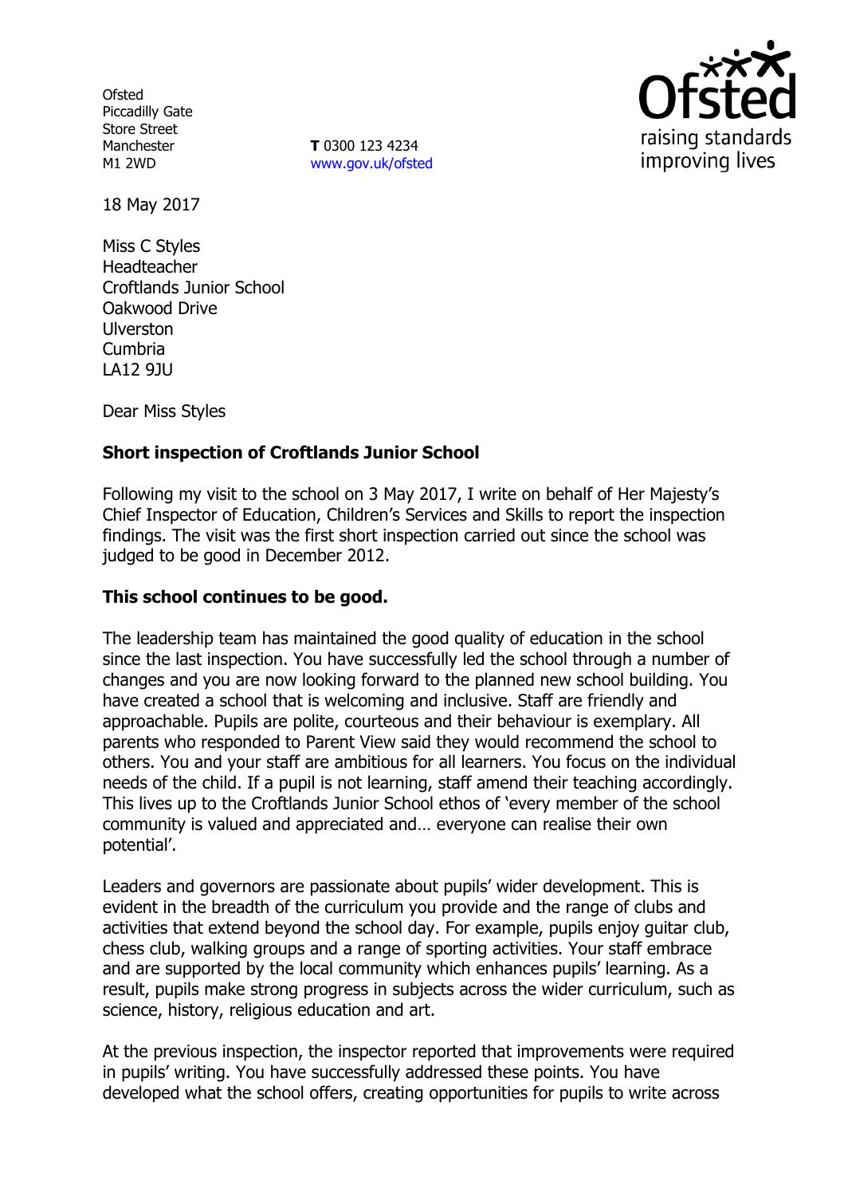Ofsted
Piccadilly Gate
Store Street
Manchester
M1 2WD

**T** 0300 123 4234
www.gov.uk/ofsted

18 May 2017

Miss C Styles
Headteacher
Croftlands Junior School
Oakwood Drive
Ulverston
Cumbria
LA12 9JU

Dear Miss Styles

**Short inspection of Croftlands Junior School**

Following my visit to the school on 3 May 2017, I write on behalf of Her Majesty's Chief Inspector of Education, Children's Services and Skills to report the inspection findings. The visit was the first short inspection carried out since the school was judged to be good in December 2012.

**This school continues to be good.**

The leadership team has maintained the good quality of education in the school since the last inspection. You have successfully led the school through a number of changes and you are now looking forward to the planned new school building. You have created a school that is welcoming and inclusive. Staff are friendly and approachable. Pupils are polite, courteous and their behaviour is exemplary. All parents who responded to Parent View said they would recommend the school to others. You and your staff are ambitious for all learners. You focus on the individual needs of the child. If a pupil is not learning, staff amend their teaching accordingly. This lives up to the Croftlands Junior School ethos of 'every member of the school community is valued and appreciated and… everyone can realise their own potential'.

Leaders and governors are passionate about pupils' wider development. This is evident in the breadth of the curriculum you provide and the range of clubs and activities that extend beyond the school day. For example, pupils enjoy guitar club, chess club, walking groups and a range of sporting activities. Your staff embrace and are supported by the local community which enhances pupils' learning. As a result, pupils make strong progress in subjects across the wider curriculum, such as science, history, religious education and art.

At the previous inspection, the inspector reported that improvements were required in pupils' writing. You have successfully addressed these points. You have developed what the school offers, creating opportunities for pupils to write across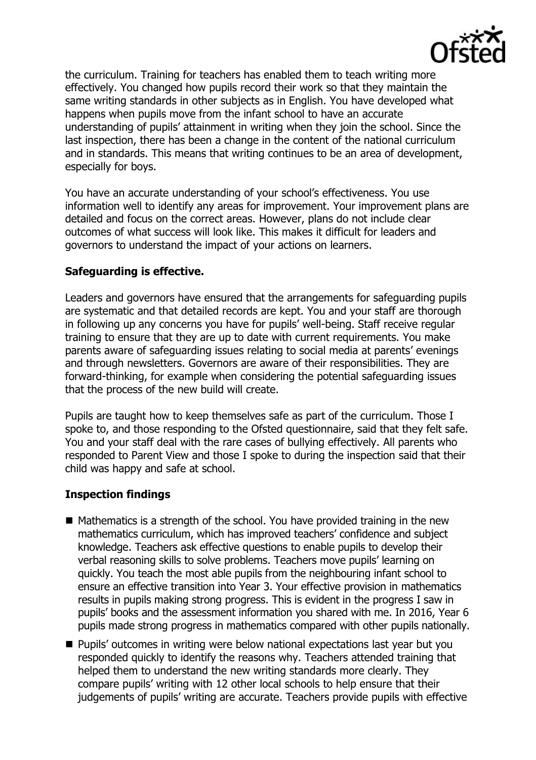the curriculum. Training for teachers has enabled them to teach writing more effectively. You changed how pupils record their work so that they maintain the same writing standards in other subjects as in English. You have developed what happens when pupils move from the infant school to have an accurate understanding of pupils' attainment in writing when they join the school. Since the last inspection, there has been a change in the content of the national curriculum and in standards. This means that writing continues to be an area of development, especially for boys.

You have an accurate understanding of your school's effectiveness. You use information well to identify any areas for improvement. Your improvement plans are detailed and focus on the correct areas. However, plans do not include clear outcomes of what success will look like. This makes it difficult for leaders and governors to understand the impact of your actions on learners.

**Safeguarding is effective.**

Leaders and governors have ensured that the arrangements for safeguarding pupils are systematic and that detailed records are kept. You and your staff are thorough in following up any concerns you have for pupils' well-being. Staff receive regular training to ensure that they are up to date with current requirements. You make parents aware of safeguarding issues relating to social media at parents' evenings and through newsletters. Governors are aware of their responsibilities. They are forward-thinking, for example when considering the potential safeguarding issues that the process of the new build will create.

Pupils are taught how to keep themselves safe as part of the curriculum. Those I spoke to, and those responding to the Ofsted questionnaire, said that they felt safe. You and your staff deal with the rare cases of bullying effectively. All parents who responded to Parent View and those I spoke to during the inspection said that their child was happy and safe at school.

**Inspection findings**

- Mathematics is a strength of the school. You have provided training in the new mathematics curriculum, which has improved teachers' confidence and subject knowledge. Teachers ask effective questions to enable pupils to develop their verbal reasoning skills to solve problems. Teachers move pupils' learning on quickly. You teach the most able pupils from the neighbouring infant school to ensure an effective transition into Year 3. Your effective provision in mathematics results in pupils making strong progress. This is evident in the progress I saw in pupils' books and the assessment information you shared with me. In 2016, Year 6 pupils made strong progress in mathematics compared with other pupils nationally.
- Pupils' outcomes in writing were below national expectations last year but you responded quickly to identify the reasons why. Teachers attended training that helped them to understand the new writing standards more clearly. They compare pupils' writing with 12 other local schools to help ensure that their judgements of pupils' writing are accurate. Teachers provide pupils with effective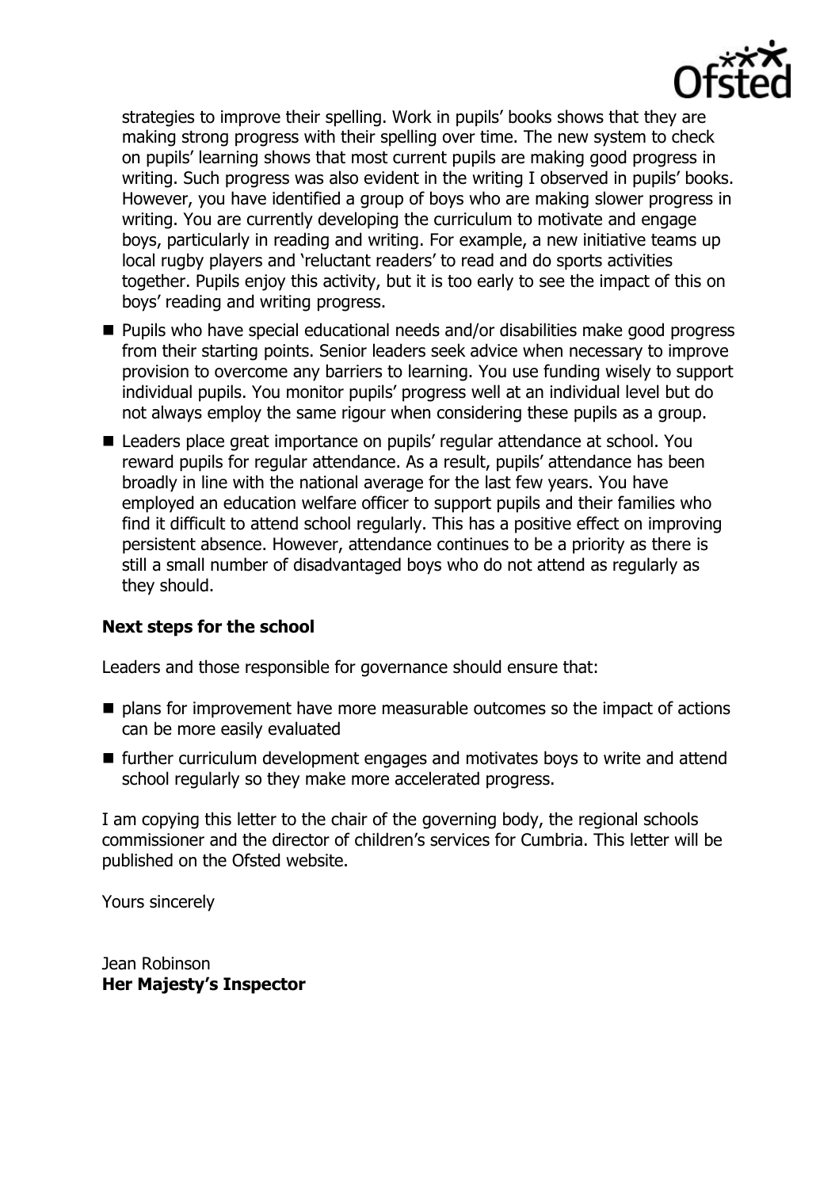strategies to improve their spelling. Work in pupils' books shows that they are making strong progress with their spelling over time. The new system to check on pupils' learning shows that most current pupils are making good progress in writing. Such progress was also evident in the writing I observed in pupils' books. However, you have identified a group of boys who are making slower progress in writing. You are currently developing the curriculum to motivate and engage boys, particularly in reading and writing. For example, a new initiative teams up local rugby players and 'reluctant readers' to read and do sports activities together. Pupils enjoy this activity, but it is too early to see the impact of this on boys' reading and writing progress.

- Pupils who have special educational needs and/or disabilities make good progress from their starting points. Senior leaders seek advice when necessary to improve provision to overcome any barriers to learning. You use funding wisely to support individual pupils. You monitor pupils' progress well at an individual level but do not always employ the same rigour when considering these pupils as a group.
- Leaders place great importance on pupils' regular attendance at school. You reward pupils for regular attendance. As a result, pupils' attendance has been broadly in line with the national average for the last few years. You have employed an education welfare officer to support pupils and their families who find it difficult to attend school regularly. This has a positive effect on improving persistent absence. However, attendance continues to be a priority as there is still a small number of disadvantaged boys who do not attend as regularly as they should.

### Next steps for the school

Leaders and those responsible for governance should ensure that:

- plans for improvement have more measurable outcomes so the impact of actions can be more easily evaluated
- further curriculum development engages and motivates boys to write and attend school regularly so they make more accelerated progress.

I am copying this letter to the chair of the governing body, the regional schools commissioner and the director of children's services for Cumbria. This letter will be published on the Ofsted website.

Yours sincerely

Jean Robinson
**Her Majesty's Inspector**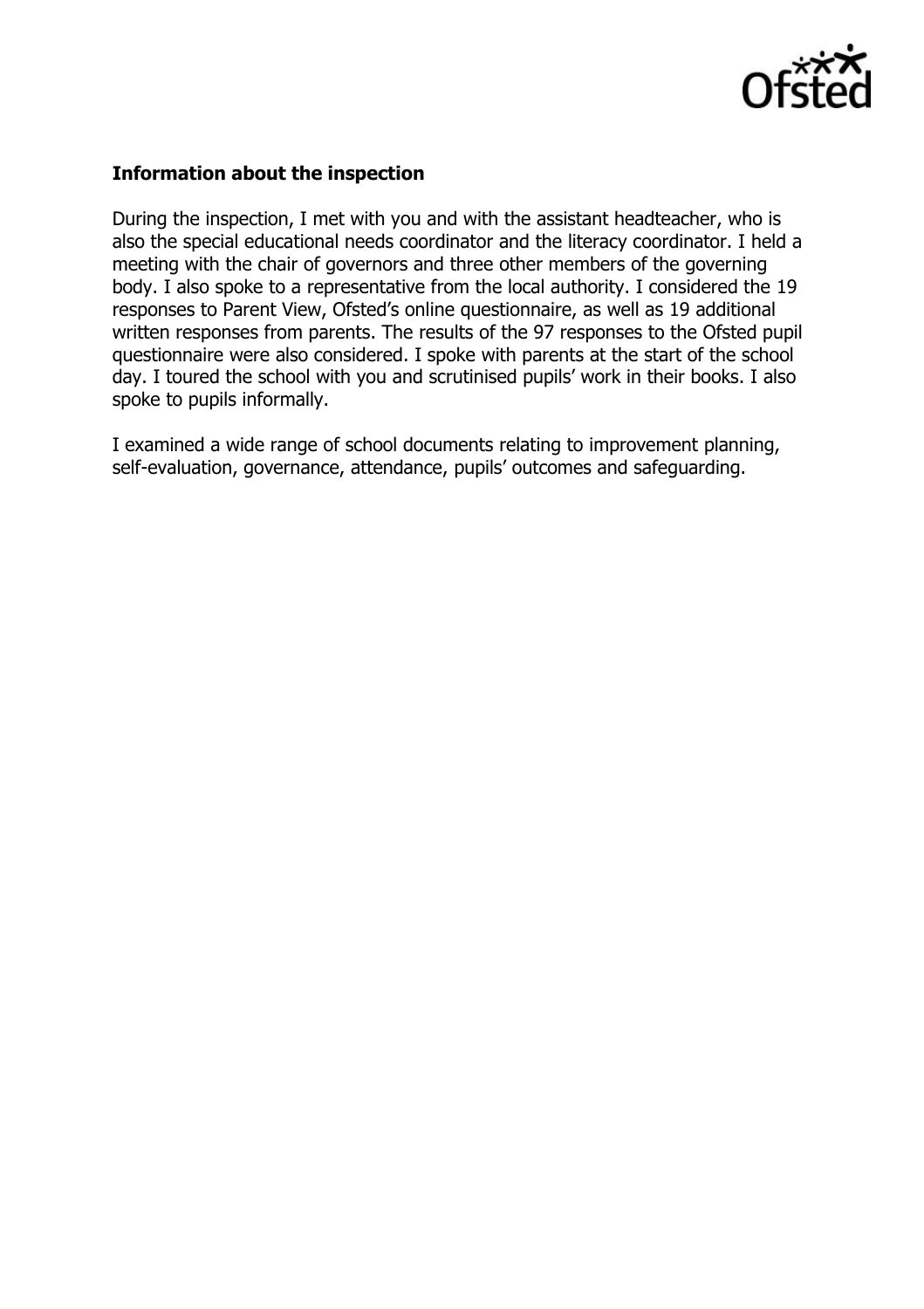**Information about the inspection**

During the inspection, I met with you and with the assistant headteacher, who is also the special educational needs coordinator and the literacy coordinator. I held a meeting with the chair of governors and three other members of the governing body. I also spoke to a representative from the local authority. I considered the 19 responses to Parent View, Ofsted's online questionnaire, as well as 19 additional written responses from parents. The results of the 97 responses to the Ofsted pupil questionnaire were also considered. I spoke with parents at the start of the school day. I toured the school with you and scrutinised pupils' work in their books. I also spoke to pupils informally.

I examined a wide range of school documents relating to improvement planning, self-evaluation, governance, attendance, pupils' outcomes and safeguarding.